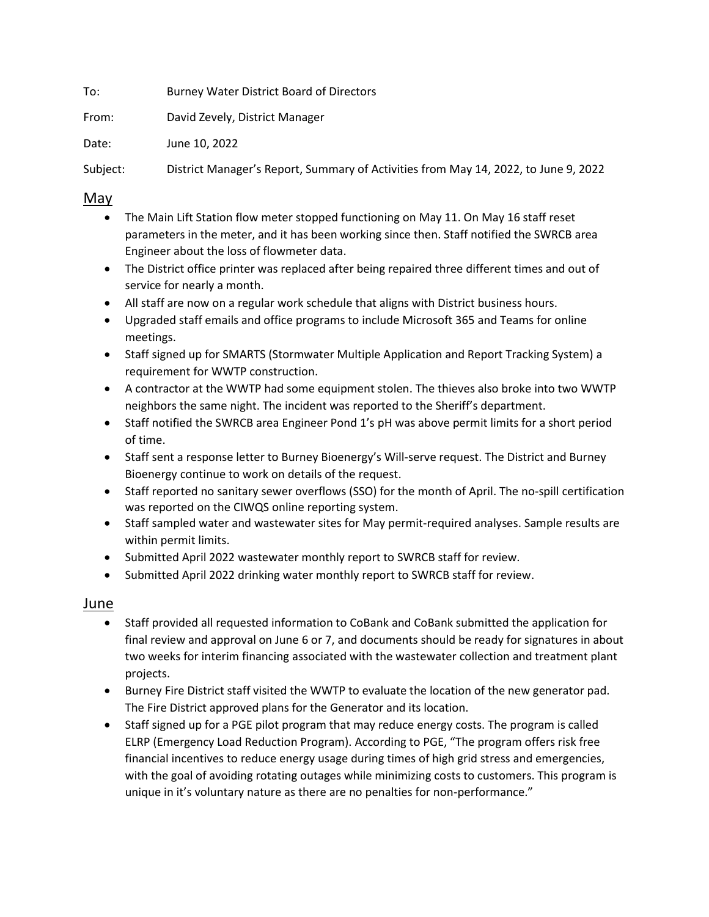To: Burney Water District Board of Directors

From: David Zevely, District Manager

Date: June 10, 2022

Subject: District Manager's Report, Summary of Activities from May 14, 2022, to June 9, 2022

## May

- The Main Lift Station flow meter stopped functioning on May 11. On May 16 staff reset parameters in the meter, and it has been working since then. Staff notified the SWRCB area Engineer about the loss of flowmeter data.
- The District office printer was replaced after being repaired three different times and out of service for nearly a month.
- All staff are now on a regular work schedule that aligns with District business hours.
- Upgraded staff emails and office programs to include Microsoft 365 and Teams for online meetings.
- Staff signed up for SMARTS (Stormwater Multiple Application and Report Tracking System) a requirement for WWTP construction.
- A contractor at the WWTP had some equipment stolen. The thieves also broke into two WWTP neighbors the same night. The incident was reported to the Sheriff's department.
- Staff notified the SWRCB area Engineer Pond 1's pH was above permit limits for a short period of time.
- Staff sent a response letter to Burney Bioenergy's Will-serve request. The District and Burney Bioenergy continue to work on details of the request.
- Staff reported no sanitary sewer overflows (SSO) for the month of April. The no-spill certification was reported on the CIWQS online reporting system.
- Staff sampled water and wastewater sites for May permit-required analyses. Sample results are within permit limits.
- Submitted April 2022 wastewater monthly report to SWRCB staff for review.
- Submitted April 2022 drinking water monthly report to SWRCB staff for review.

## June

- Staff provided all requested information to CoBank and CoBank submitted the application for final review and approval on June 6 or 7, and documents should be ready for signatures in about two weeks for interim financing associated with the wastewater collection and treatment plant projects.
- Burney Fire District staff visited the WWTP to evaluate the location of the new generator pad. The Fire District approved plans for the Generator and its location.
- Staff signed up for a PGE pilot program that may reduce energy costs. The program is called ELRP (Emergency Load Reduction Program). According to PGE, "The program offers risk free financial incentives to reduce energy usage during times of high grid stress and emergencies, with the goal of avoiding rotating outages while minimizing costs to customers. This program is unique in it's voluntary nature as there are no penalties for non-performance."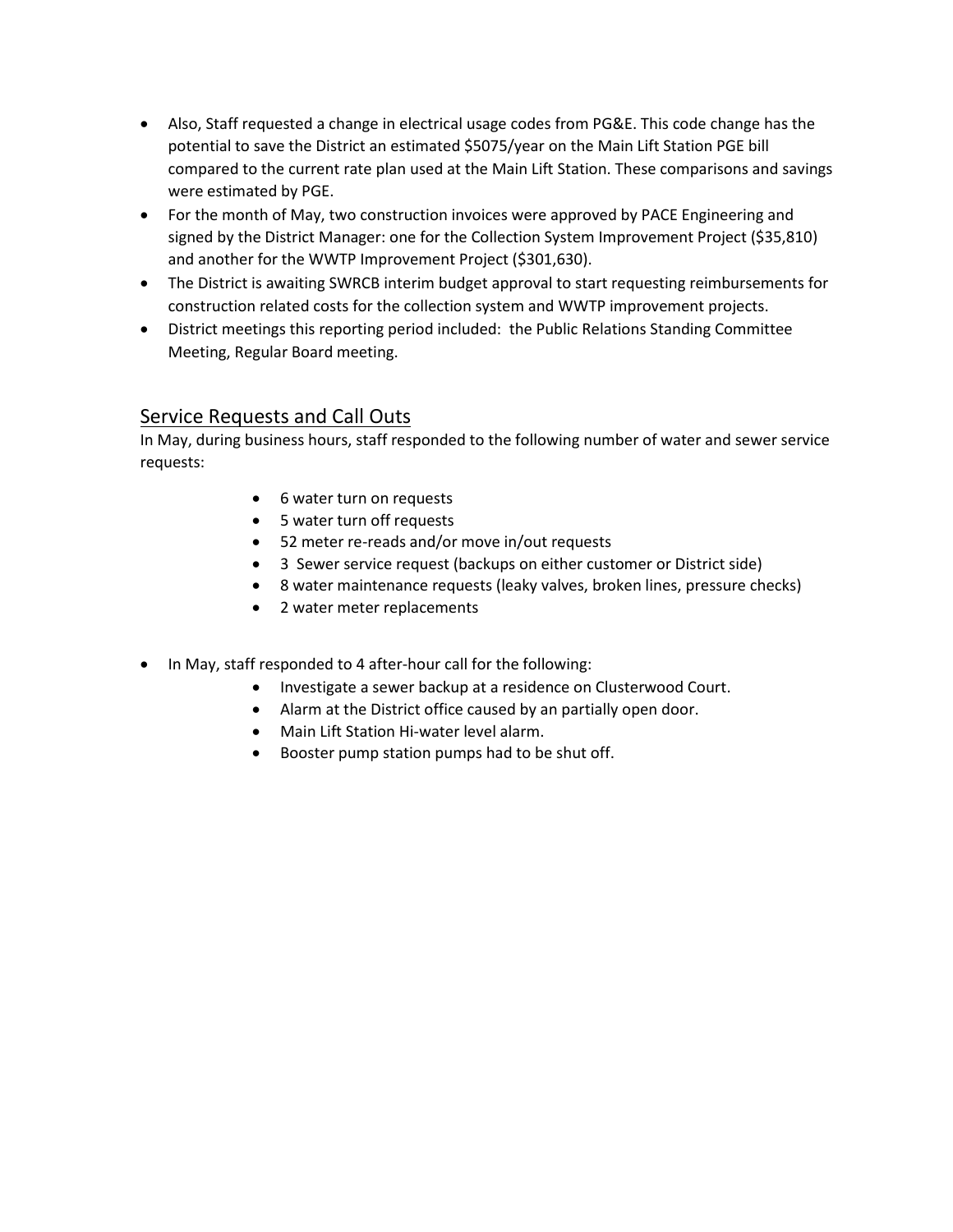- Also, Staff requested a change in electrical usage codes from PG&E. This code change has the potential to save the District an estimated $5075/year on the Main Lift Station PGE bill compared to the current rate plan used at the Main Lift Station. These comparisons and savings were estimated by PGE.
- For the month of May, two construction invoices were approved by PACE Engineering and signed by the District Manager: one for the Collection System Improvement Project ($35,810) and another for the WWTP Improvement Project ($301,630).
- The District is awaiting SWRCB interim budget approval to start requesting reimbursements for construction related costs for the collection system and WWTP improvement projects.
- District meetings this reporting period included: the Public Relations Standing Committee Meeting, Regular Board meeting.

## Service Requests and Call Outs

In May, during business hours, staff responded to the following number of water and sewer service requests:

- 6 water turn on requests
- 5 water turn off requests
- 52 meter re-reads and/or move in/out requests
- 3 Sewer service request (backups on either customer or District side)
- 8 water maintenance requests (leaky valves, broken lines, pressure checks)
- 2 water meter replacements

- In May, staff responded to 4 after-hour call for the following:
  - Investigate a sewer backup at a residence on Clusterwood Court.
  - Alarm at the District office caused by an partially open door.
  - Main Lift Station Hi-water level alarm.
  - Booster pump station pumps had to be shut off.